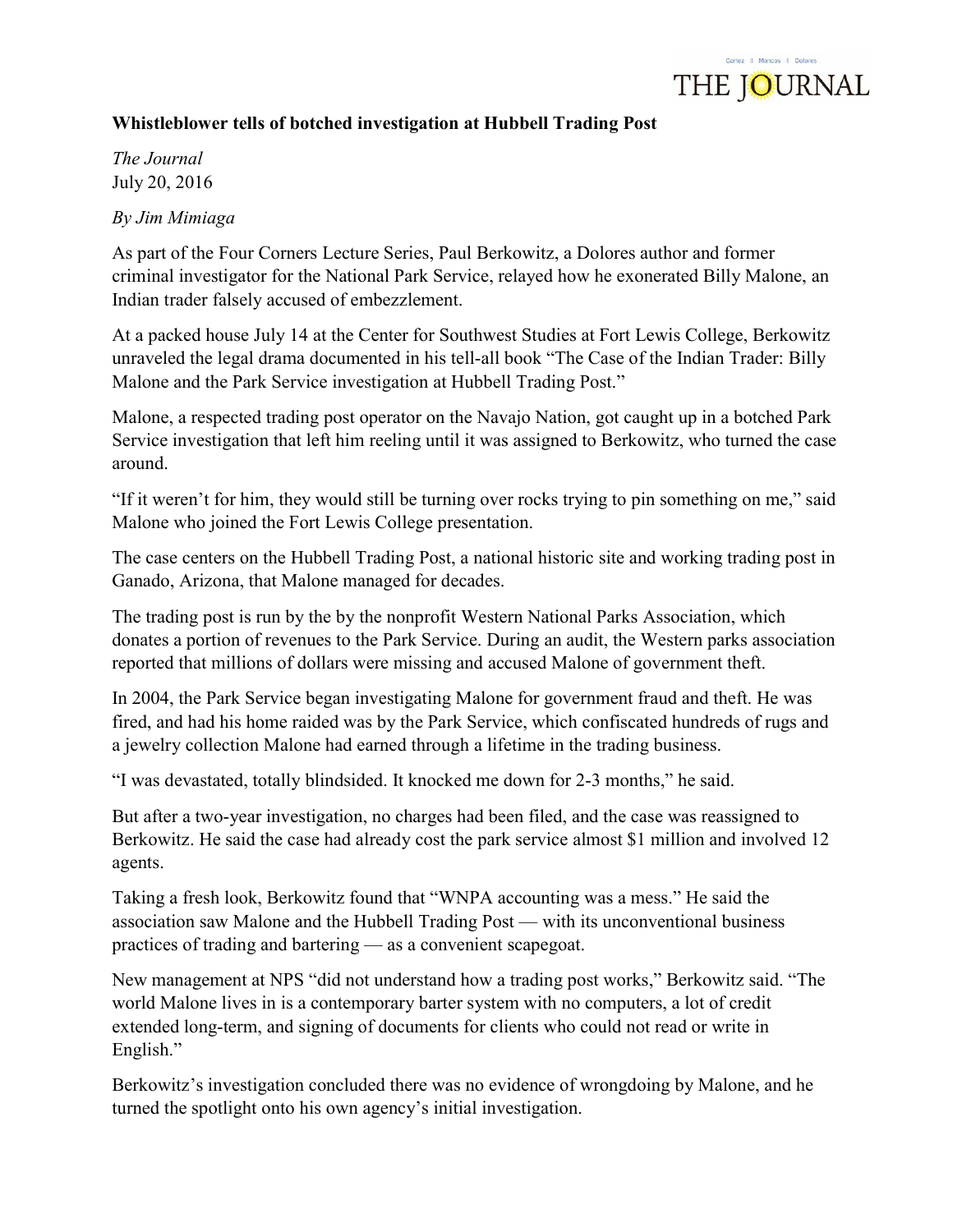**Whistleblower tells of botched investigation at Hubbell Trading Post**

*The Journal*
July 20, 2016

*By Jim Mimiaga*

As part of the Four Corners Lecture Series, Paul Berkowitz, a Dolores author and former criminal investigator for the National Park Service, relayed how he exonerated Billy Malone, an Indian trader falsely accused of embezzlement.

At a packed house July 14 at the Center for Southwest Studies at Fort Lewis College, Berkowitz unraveled the legal drama documented in his tell-all book "The Case of the Indian Trader: Billy Malone and the Park Service investigation at Hubbell Trading Post."

Malone, a respected trading post operator on the Navajo Nation, got caught up in a botched Park Service investigation that left him reeling until it was assigned to Berkowitz, who turned the case around.

"If it weren't for him, they would still be turning over rocks trying to pin something on me," said Malone who joined the Fort Lewis College presentation.

The case centers on the Hubbell Trading Post, a national historic site and working trading post in Ganado, Arizona, that Malone managed for decades.

The trading post is run by the by the nonprofit Western National Parks Association, which donates a portion of revenues to the Park Service. During an audit, the Western parks association reported that millions of dollars were missing and accused Malone of government theft.

In 2004, the Park Service began investigating Malone for government fraud and theft. He was fired, and had his home raided was by the Park Service, which confiscated hundreds of rugs and a jewelry collection Malone had earned through a lifetime in the trading business.

"I was devastated, totally blindsided. It knocked me down for 2-3 months," he said.

But after a two-year investigation, no charges had been filed, and the case was reassigned to Berkowitz. He said the case had already cost the park service almost $1 million and involved 12 agents.

Taking a fresh look, Berkowitz found that "WNPA accounting was a mess." He said the association saw Malone and the Hubbell Trading Post — with its unconventional business practices of trading and bartering — as a convenient scapegoat.

New management at NPS "did not understand how a trading post works," Berkowitz said. "The world Malone lives in is a contemporary barter system with no computers, a lot of credit extended long-term, and signing of documents for clients who could not read or write in English."

Berkowitz's investigation concluded there was no evidence of wrongdoing by Malone, and he turned the spotlight onto his own agency's initial investigation.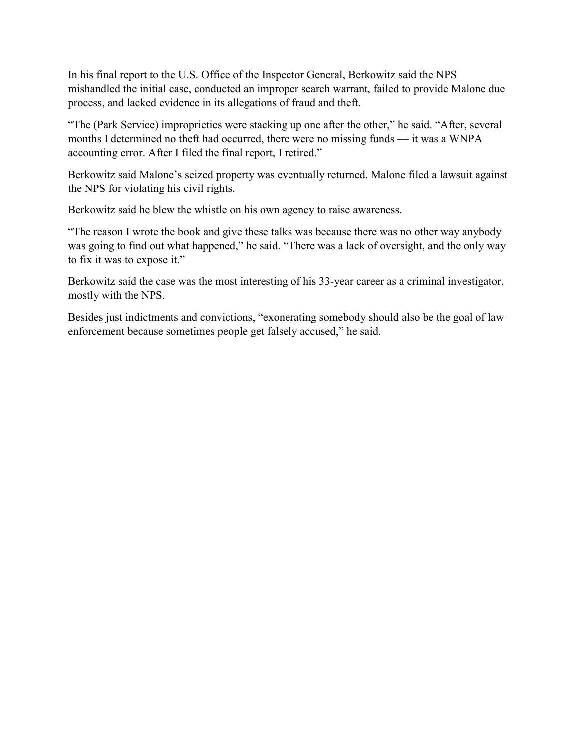In his final report to the U.S. Office of the Inspector General, Berkowitz said the NPS mishandled the initial case, conducted an improper search warrant, failed to provide Malone due process, and lacked evidence in its allegations of fraud and theft.

"The (Park Service) improprieties were stacking up one after the other," he said. "After, several months I determined no theft had occurred, there were no missing funds — it was a WNPA accounting error. After I filed the final report, I retired."

Berkowitz said Malone's seized property was eventually returned. Malone filed a lawsuit against the NPS for violating his civil rights.

Berkowitz said he blew the whistle on his own agency to raise awareness.

"The reason I wrote the book and give these talks was because there was no other way anybody was going to find out what happened," he said. "There was a lack of oversight, and the only way to fix it was to expose it."

Berkowitz said the case was the most interesting of his 33-year career as a criminal investigator, mostly with the NPS.

Besides just indictments and convictions, "exonerating somebody should also be the goal of law enforcement because sometimes people get falsely accused," he said.